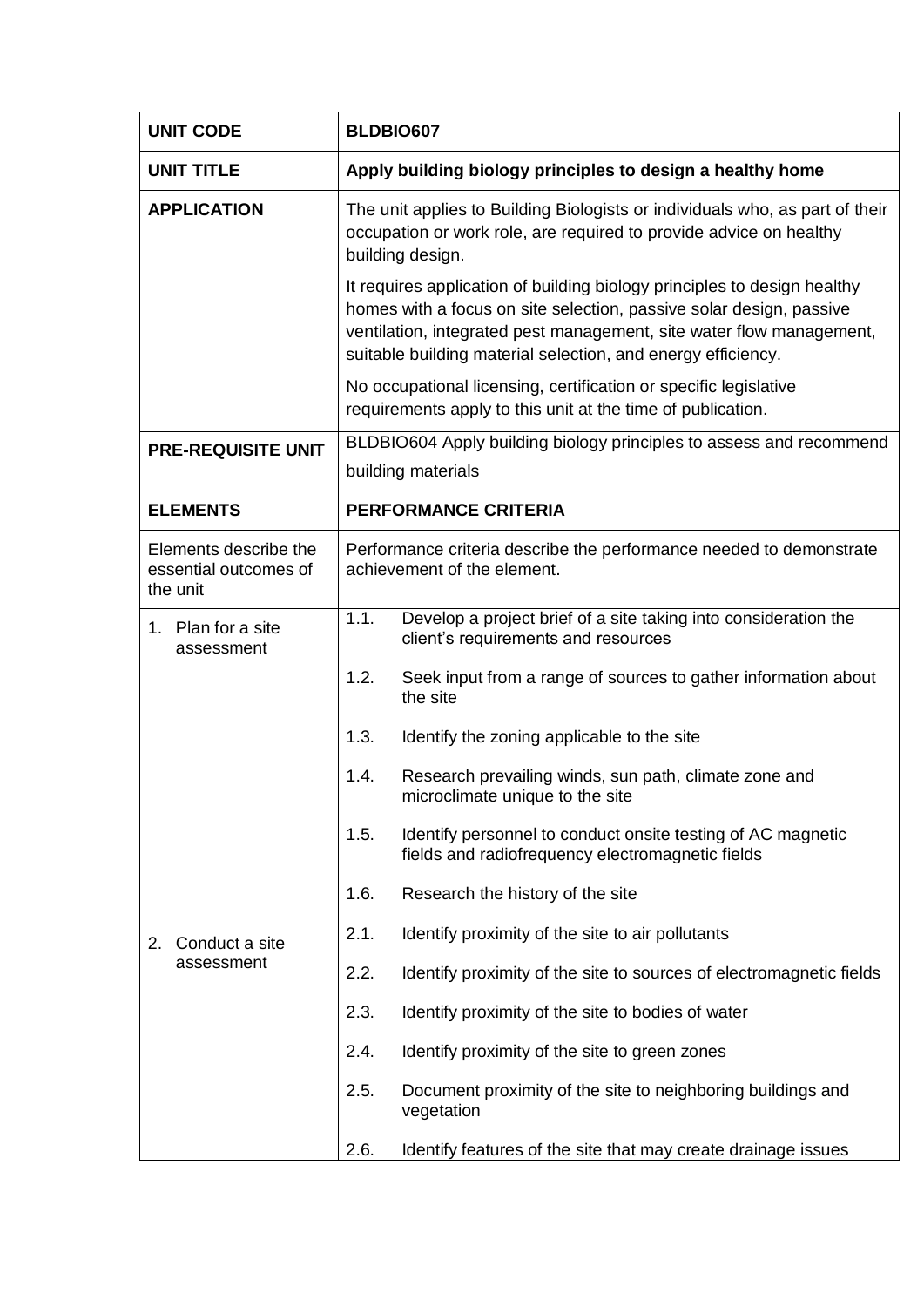| UNIT CODE | BLDBIO607 |
|---|---|
| **UNIT TITLE** | **Apply building biology principles to design a healthy home** |
| **APPLICATION** | The unit applies to Building Biologists or individuals who, as part of their occupation or work role, are required to provide advice on healthy building design.<br><br>It requires application of building biology principles to design healthy homes with a focus on site selection, passive solar design, passive ventilation, integrated pest management, site water flow management, suitable building material selection, and energy efficiency.<br><br>No occupational licensing, certification or specific legislative requirements apply to this unit at the time of publication. |
| **PRE-REQUISITE UNIT** | BLDBIO604 Apply building biology principles to assess and recommend building materials |
| **ELEMENTS** | **PERFORMANCE CRITERIA** |
| Elements describe the essential outcomes of the unit | Performance criteria describe the performance needed to demonstrate achievement of the element. |
| 1. Plan for a site assessment | 1.1. Develop a project brief of a site taking into consideration the client's requirements and resources<br><br>1.2. Seek input from a range of sources to gather information about the site<br><br>1.3. Identify the zoning applicable to the site<br><br>1.4. Research prevailing winds, sun path, climate zone and microclimate unique to the site<br><br>1.5. Identify personnel to conduct onsite testing of AC magnetic fields and radiofrequency electromagnetic fields<br><br>1.6. Research the history of the site |
| 2. Conduct a site assessment | 2.1. Identify proximity of the site to air pollutants<br><br>2.2. Identify proximity of the site to sources of electromagnetic fields<br><br>2.3. Identify proximity of the site to bodies of water<br><br>2.4. Identify proximity of the site to green zones<br><br>2.5. Document proximity of the site to neighboring buildings and vegetation<br><br>2.6. Identify features of the site that may create drainage issues |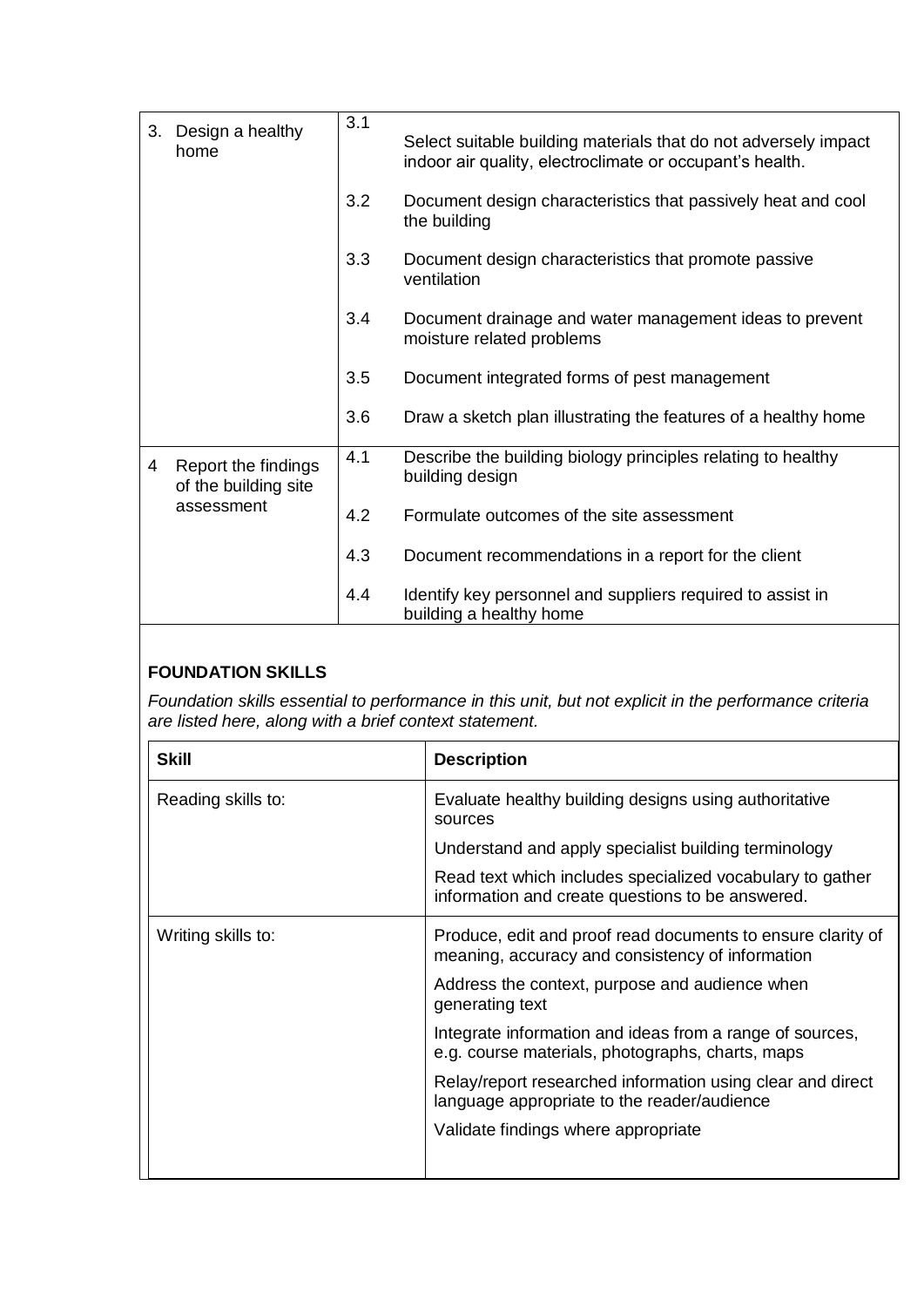| | | |
|---|---|---|
| 3. Design a healthy home | 3.1 | Select suitable building materials that do not adversely impact indoor air quality, electroclimate or occupant's health. |
| | 3.2 | Document design characteristics that passively heat and cool the building |
| | 3.3 | Document design characteristics that promote passive ventilation |
| | 3.4 | Document drainage and water management ideas to prevent moisture related problems |
| | 3.5 | Document integrated forms of pest management |
| | 3.6 | Draw a sketch plan illustrating the features of a healthy home |
| 4 Report the findings of the building site assessment | 4.1 | Describe the building biology principles relating to healthy building design |
| | 4.2 | Formulate outcomes of the site assessment |
| | 4.3 | Document recommendations in a report for the client |
| | 4.4 | Identify key personnel and suppliers required to assist in building a healthy home |

### FOUNDATION SKILLS

*Foundation skills essential to performance in this unit, but not explicit in the performance criteria are listed here, along with a brief context statement.*

| Skill | Description |
|---|---|
| Reading skills to: | Evaluate healthy building designs using authoritative sources<br>Understand and apply specialist building terminology<br>Read text which includes specialized vocabulary to gather information and create questions to be answered. |
| Writing skills to: | Produce, edit and proof read documents to ensure clarity of meaning, accuracy and consistency of information<br>Address the context, purpose and audience when generating text<br>Integrate information and ideas from a range of sources, e.g. course materials, photographs, charts, maps<br>Relay/report researched information using clear and direct language appropriate to the reader/audience<br>Validate findings where appropriate |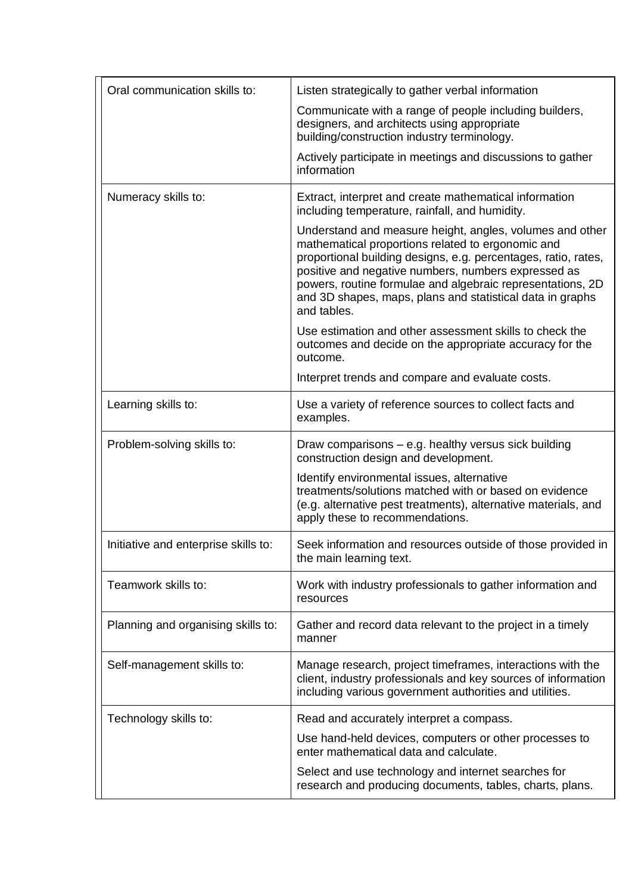| | |
|---|---|
| Oral communication skills to: | Listen strategically to gather verbal information<br><br>Communicate with a range of people including builders, designers, and architects using appropriate building/construction industry terminology.<br><br>Actively participate in meetings and discussions to gather information |
| Numeracy skills to: | Extract, interpret and create mathematical information including temperature, rainfall, and humidity.<br><br>Understand and measure height, angles, volumes and other mathematical proportions related to ergonomic and proportional building designs, e.g. percentages, ratio, rates, positive and negative numbers, numbers expressed as powers, routine formulae and algebraic representations, 2D and 3D shapes, maps, plans and statistical data in graphs and tables.<br><br>Use estimation and other assessment skills to check the outcomes and decide on the appropriate accuracy for the outcome.<br><br>Interpret trends and compare and evaluate costs. |
| Learning skills to: | Use a variety of reference sources to collect facts and examples. |
| Problem-solving skills to: | Draw comparisons – e.g. healthy versus sick building construction design and development.<br><br>Identify environmental issues, alternative treatments/solutions matched with or based on evidence (e.g. alternative pest treatments), alternative materials, and apply these to recommendations. |
| Initiative and enterprise skills to: | Seek information and resources outside of those provided in the main learning text. |
| Teamwork skills to: | Work with industry professionals to gather information and resources |
| Planning and organising skills to: | Gather and record data relevant to the project in a timely manner |
| Self-management skills to: | Manage research, project timeframes, interactions with the client, industry professionals and key sources of information including various government authorities and utilities. |
| Technology skills to: | Read and accurately interpret a compass.<br><br>Use hand-held devices, computers or other processes to enter mathematical data and calculate.<br><br>Select and use technology and internet searches for research and producing documents, tables, charts, plans. |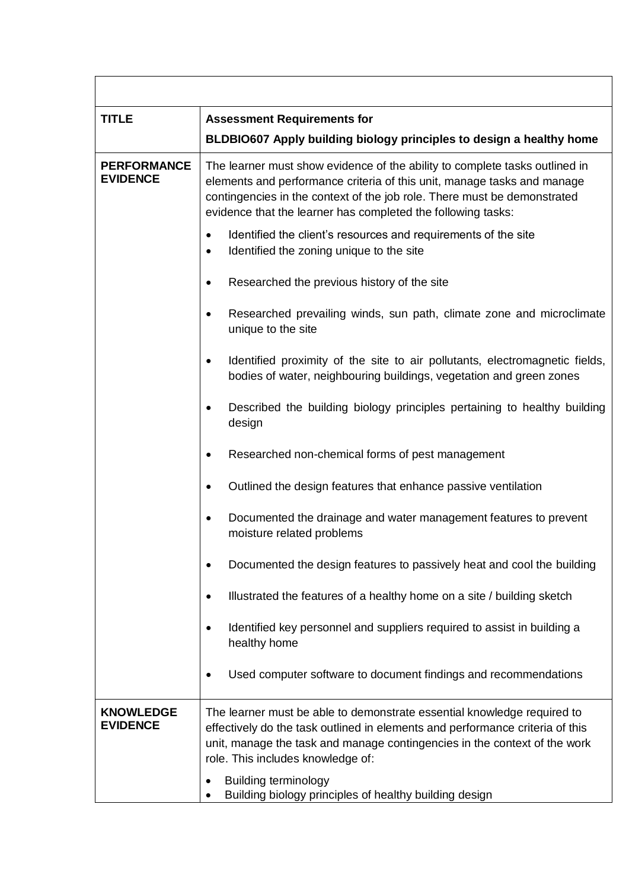| | |
|---|---|
| **TITLE** | **Assessment Requirements for**<br>**BLDBIO607 Apply building biology principles to design a healthy home** |
| **PERFORMANCE EVIDENCE** | The learner must show evidence of the ability to complete tasks outlined in elements and performance criteria of this unit, manage tasks and manage contingencies in the context of the job role. There must be demonstrated evidence that the learner has completed the following tasks:<br>• Identified the client's resources and requirements of the site<br>• Identified the zoning unique to the site<br>• Researched the previous history of the site<br>• Researched prevailing winds, sun path, climate zone and microclimate unique to the site<br>• Identified proximity of the site to air pollutants, electromagnetic fields, bodies of water, neighbouring buildings, vegetation and green zones<br>• Described the building biology principles pertaining to healthy building design<br>• Researched non-chemical forms of pest management<br>• Outlined the design features that enhance passive ventilation<br>• Documented the drainage and water management features to prevent moisture related problems<br>• Documented the design features to passively heat and cool the building<br>• Illustrated the features of a healthy home on a site / building sketch<br>• Identified key personnel and suppliers required to assist in building a healthy home<br>• Used computer software to document findings and recommendations |
| **KNOWLEDGE EVIDENCE** | The learner must be able to demonstrate essential knowledge required to effectively do the task outlined in elements and performance criteria of this unit, manage the task and manage contingencies in the context of the work role. This includes knowledge of:<br>• Building terminology<br>• Building biology principles of healthy building design |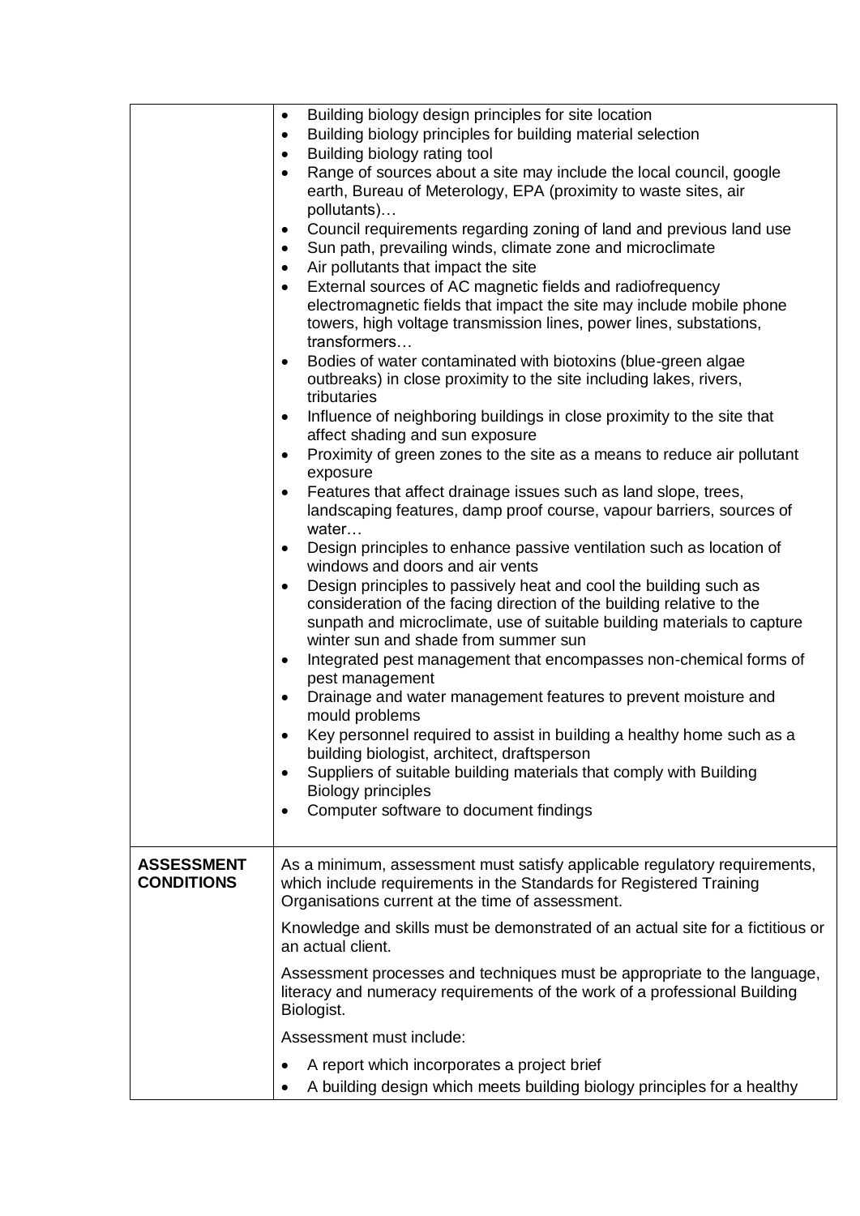| | |
|---|---|
| | • Building biology design principles for site location<br>• Building biology principles for building material selection<br>• Building biology rating tool<br>• Range of sources about a site may include the local council, google earth, Bureau of Meterology, EPA (proximity to waste sites, air pollutants)…<br>• Council requirements regarding zoning of land and previous land use<br>• Sun path, prevailing winds, climate zone and microclimate<br>• Air pollutants that impact the site<br>• External sources of AC magnetic fields and radiofrequency electromagnetic fields that impact the site may include mobile phone towers, high voltage transmission lines, power lines, substations, transformers…<br>• Bodies of water contaminated with biotoxins (blue-green algae outbreaks) in close proximity to the site including lakes, rivers, tributaries<br>• Influence of neighboring buildings in close proximity to the site that affect shading and sun exposure<br>• Proximity of green zones to the site as a means to reduce air pollutant exposure<br>• Features that affect drainage issues such as land slope, trees, landscaping features, damp proof course, vapour barriers, sources of water…<br>• Design principles to enhance passive ventilation such as location of windows and doors and air vents<br>• Design principles to passively heat and cool the building such as consideration of the facing direction of the building relative to the sunpath and microclimate, use of suitable building materials to capture winter sun and shade from summer sun<br>• Integrated pest management that encompasses non-chemical forms of pest management<br>• Drainage and water management features to prevent moisture and mould problems<br>• Key personnel required to assist in building a healthy home such as a building biologist, architect, draftsperson<br>• Suppliers of suitable building materials that comply with Building Biology principles<br>• Computer software to document findings |
| **ASSESSMENT CONDITIONS** | As a minimum, assessment must satisfy applicable regulatory requirements, which include requirements in the Standards for Registered Training Organisations current at the time of assessment.<br><br>Knowledge and skills must be demonstrated of an actual site for a fictitious or an actual client.<br><br>Assessment processes and techniques must be appropriate to the language, literacy and numeracy requirements of the work of a professional Building Biologist.<br><br>Assessment must include:<br><br>• A report which incorporates a project brief<br>• A building design which meets building biology principles for a healthy |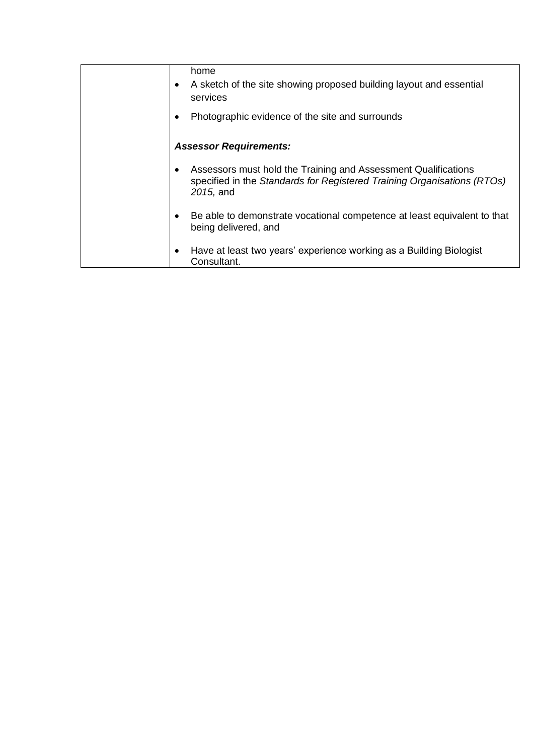| | |
|---|---|
| | home<br>• A sketch of the site showing proposed building layout and essential services<br>• Photographic evidence of the site and surrounds<br><br>***Assessor Requirements:***<br><br>• Assessors must hold the Training and Assessment Qualifications specified in the *Standards for Registered Training Organisations (RTOs) 2015,* and<br>• Be able to demonstrate vocational competence at least equivalent to that being delivered, and<br>• Have at least two years' experience working as a Building Biologist Consultant. |